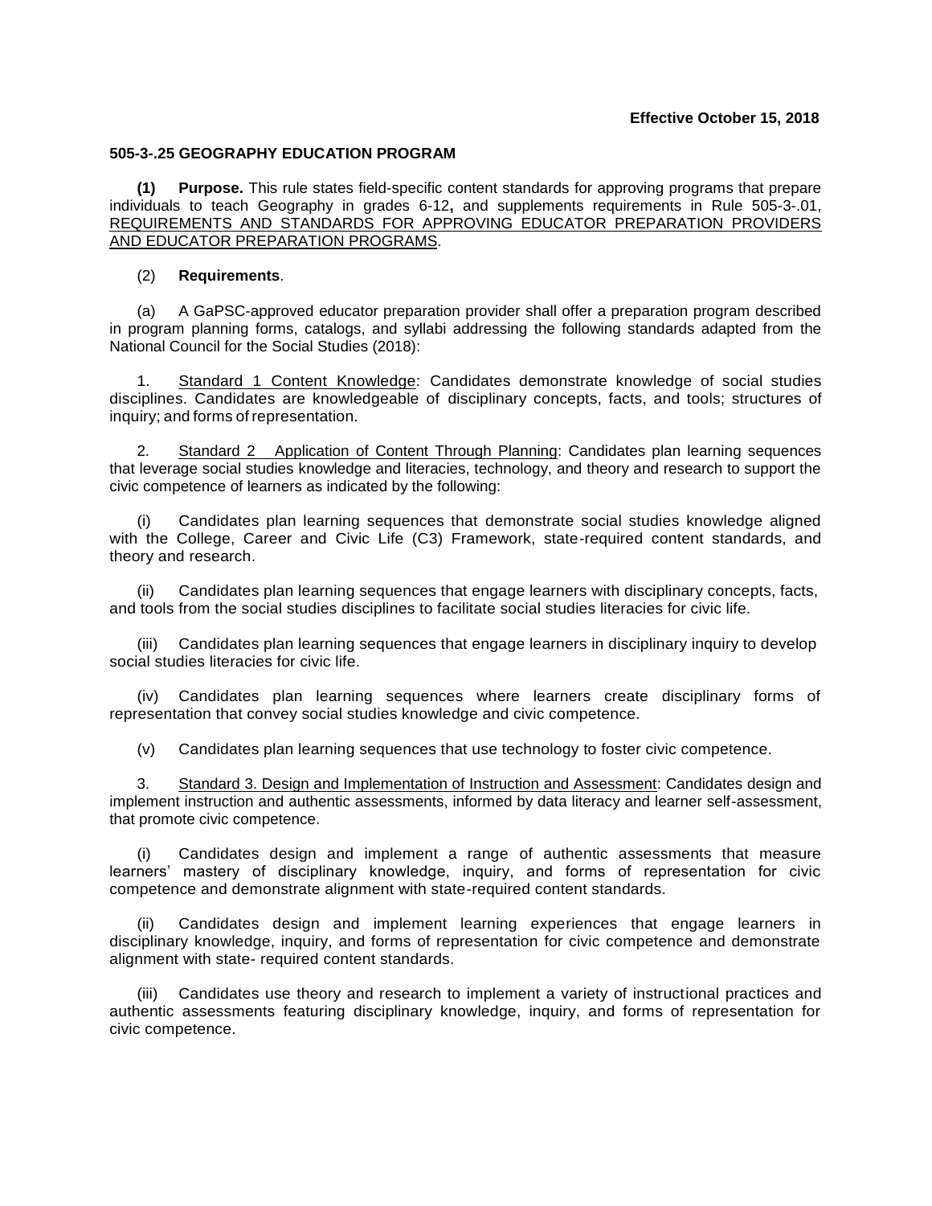**Effective October 15, 2018**

## 505-3-.25 GEOGRAPHY EDUCATION PROGRAM

**(1) Purpose.** This rule states field-specific content standards for approving programs that prepare individuals to teach Geography in grades 6-12**,** and supplements requirements in Rule 505-3-.01, REQUIREMENTS AND STANDARDS FOR APPROVING EDUCATOR PREPARATION PROVIDERS AND EDUCATOR PREPARATION PROGRAMS.

(2) **Requirements**.

(a) A GaPSC-approved educator preparation provider shall offer a preparation program described in program planning forms, catalogs, and syllabi addressing the following standards adapted from the National Council for the Social Studies (2018):

1. Standard 1 Content Knowledge: Candidates demonstrate knowledge of social studies disciplines. Candidates are knowledgeable of disciplinary concepts, facts, and tools; structures of inquiry; and forms of representation.

2. Standard 2 Application of Content Through Planning: Candidates plan learning sequences that leverage social studies knowledge and literacies, technology, and theory and research to support the civic competence of learners as indicated by the following:

(i) Candidates plan learning sequences that demonstrate social studies knowledge aligned with the College, Career and Civic Life (C3) Framework, state-required content standards, and theory and research.

(ii) Candidates plan learning sequences that engage learners with disciplinary concepts, facts, and tools from the social studies disciplines to facilitate social studies literacies for civic life.

(iii) Candidates plan learning sequences that engage learners in disciplinary inquiry to develop social studies literacies for civic life.

(iv) Candidates plan learning sequences where learners create disciplinary forms of representation that convey social studies knowledge and civic competence.

(v) Candidates plan learning sequences that use technology to foster civic competence.

3. Standard 3. Design and Implementation of Instruction and Assessment: Candidates design and implement instruction and authentic assessments, informed by data literacy and learner self-assessment, that promote civic competence.

(i) Candidates design and implement a range of authentic assessments that measure learners' mastery of disciplinary knowledge, inquiry, and forms of representation for civic competence and demonstrate alignment with state-required content standards.

(ii) Candidates design and implement learning experiences that engage learners in disciplinary knowledge, inquiry, and forms of representation for civic competence and demonstrate alignment with state- required content standards.

(iii) Candidates use theory and research to implement a variety of instructional practices and authentic assessments featuring disciplinary knowledge, inquiry, and forms of representation for civic competence.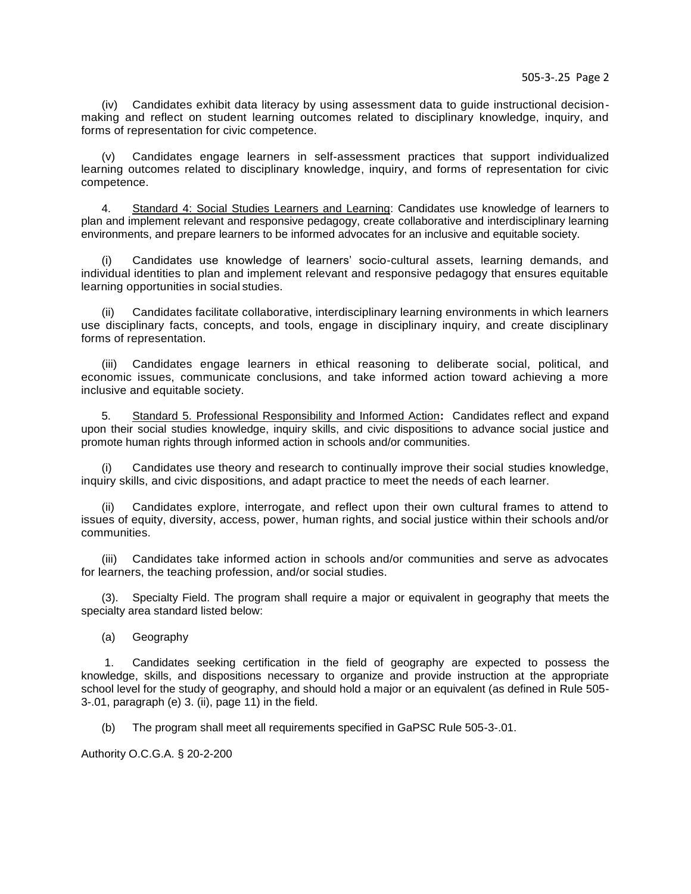(iv) Candidates exhibit data literacy by using assessment data to guide instructional decision-making and reflect on student learning outcomes related to disciplinary knowledge, inquiry, and forms of representation for civic competence.

(v) Candidates engage learners in self-assessment practices that support individualized learning outcomes related to disciplinary knowledge, inquiry, and forms of representation for civic competence.

4. Standard 4: Social Studies Learners and Learning: Candidates use knowledge of learners to plan and implement relevant and responsive pedagogy, create collaborative and interdisciplinary learning environments, and prepare learners to be informed advocates for an inclusive and equitable society.

(i) Candidates use knowledge of learners' socio-cultural assets, learning demands, and individual identities to plan and implement relevant and responsive pedagogy that ensures equitable learning opportunities in social studies.

(ii) Candidates facilitate collaborative, interdisciplinary learning environments in which learners use disciplinary facts, concepts, and tools, engage in disciplinary inquiry, and create disciplinary forms of representation.

(iii) Candidates engage learners in ethical reasoning to deliberate social, political, and economic issues, communicate conclusions, and take informed action toward achieving a more inclusive and equitable society.

5. Standard 5. Professional Responsibility and Informed Action**:** Candidates reflect and expand upon their social studies knowledge, inquiry skills, and civic dispositions to advance social justice and promote human rights through informed action in schools and/or communities.

(i) Candidates use theory and research to continually improve their social studies knowledge, inquiry skills, and civic dispositions, and adapt practice to meet the needs of each learner.

(ii) Candidates explore, interrogate, and reflect upon their own cultural frames to attend to issues of equity, diversity, access, power, human rights, and social justice within their schools and/or communities.

(iii) Candidates take informed action in schools and/or communities and serve as advocates for learners, the teaching profession, and/or social studies.

(3). Specialty Field. The program shall require a major or equivalent in geography that meets the specialty area standard listed below:

(a) Geography

1. Candidates seeking certification in the field of geography are expected to possess the knowledge, skills, and dispositions necessary to organize and provide instruction at the appropriate school level for the study of geography, and should hold a major or an equivalent (as defined in Rule 505-3-.01, paragraph (e) 3. (ii), page 11) in the field.

(b) The program shall meet all requirements specified in GaPSC Rule 505-3-.01.

Authority O.C.G.A. § 20-2-200